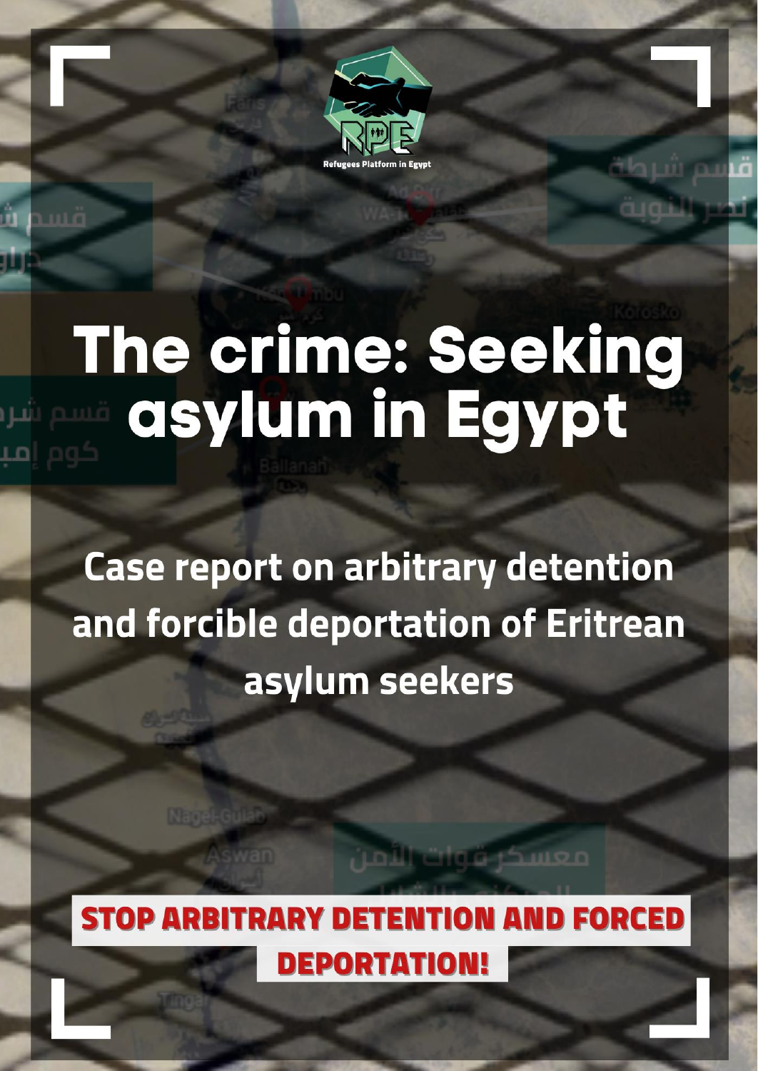Refugees Platform in Egypt

# The crime: Seeking asylum in Egypt

## Case report on arbitrary detention and forcible deportation of Eritrean asylum seekers

**STOP ARBITRARY DETENTION AND FORCED DEPORTATION!**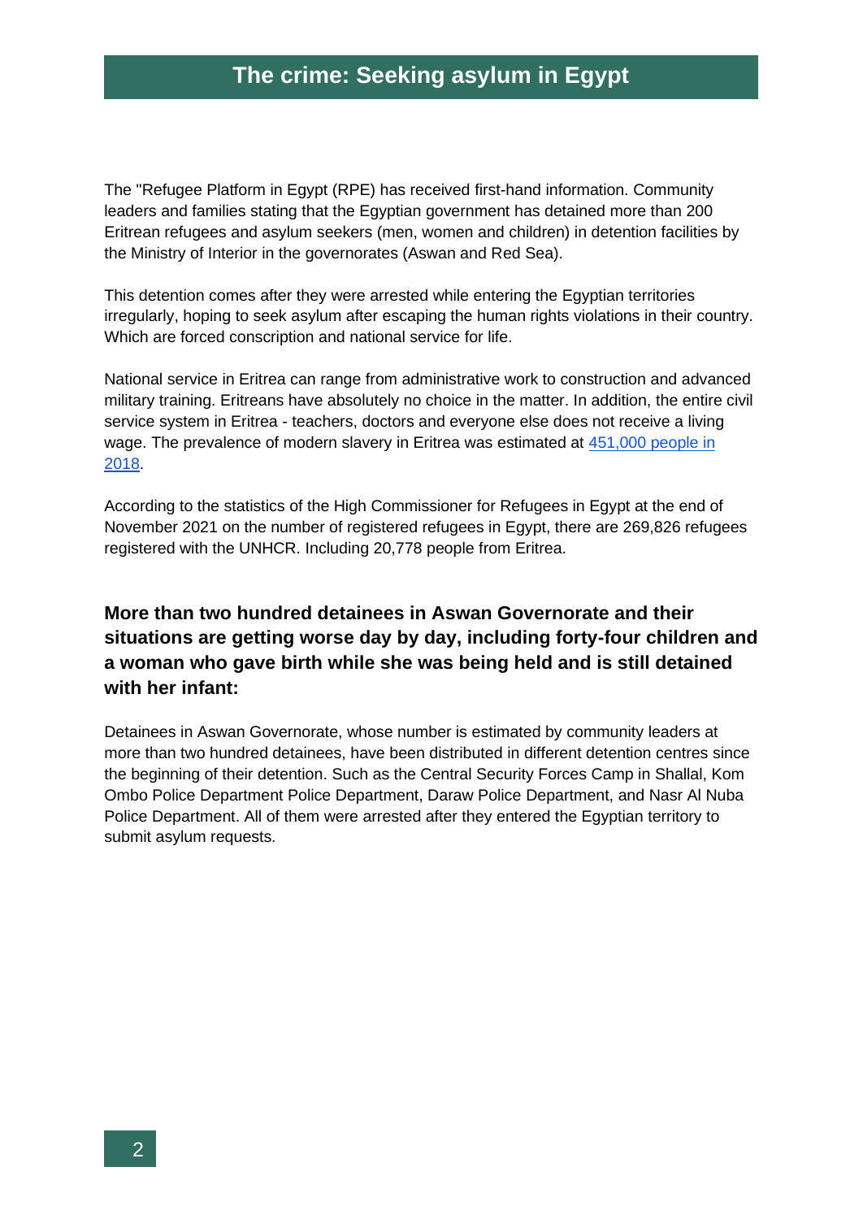# The crime: Seeking asylum in Egypt

The "Refugee Platform in Egypt (RPE) has received first-hand information. Community leaders and families stating that the Egyptian government has detained more than 200 Eritrean refugees and asylum seekers (men, women and children) in detention facilities by the Ministry of Interior in the governorates (Aswan and Red Sea).

This detention comes after they were arrested while entering the Egyptian territories irregularly, hoping to seek asylum after escaping the human rights violations in their country. Which are forced conscription and national service for life.

National service in Eritrea can range from administrative work to construction and advanced military training. Eritreans have absolutely no choice in the matter. In addition, the entire civil service system in Eritrea - teachers, doctors and everyone else does not receive a living wage. The prevalence of modern slavery in Eritrea was estimated at 451,000 people in 2018.

According to the statistics of the High Commissioner for Refugees in Egypt at the end of November 2021 on the number of registered refugees in Egypt, there are 269,826 refugees registered with the UNHCR. Including 20,778 people from Eritrea.

## More than two hundred detainees in Aswan Governorate and their situations are getting worse day by day, including forty-four children and a woman who gave birth while she was being held and is still detained with her infant:

Detainees in Aswan Governorate, whose number is estimated by community leaders at more than two hundred detainees, have been distributed in different detention centres since the beginning of their detention. Such as the Central Security Forces Camp in Shallal, Kom Ombo Police Department Police Department, Daraw Police Department, and Nasr Al Nuba Police Department. All of them were arrested after they entered the Egyptian territory to submit asylum requests.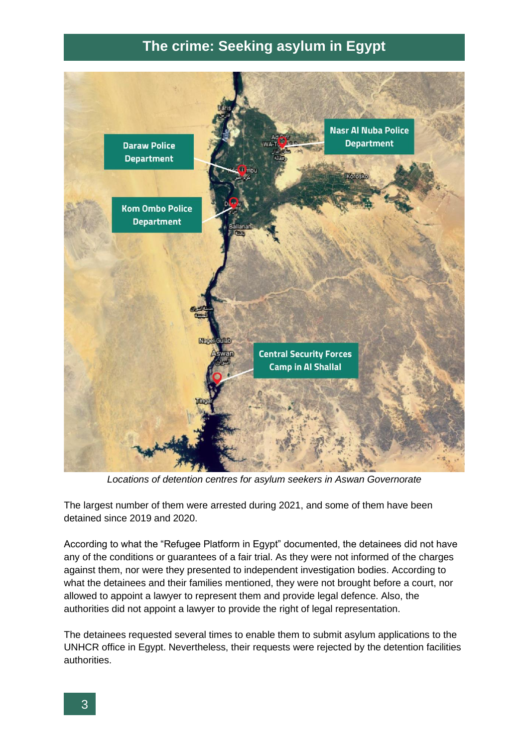# The crime: Seeking asylum in Egypt

Daraw Police Department

Nasr Al Nuba Police Department

Kom Ombo Police Department

Central Security Forces Camp in Al Shallal

*Locations of detention centres for asylum seekers in Aswan Governorate*

The largest number of them were arrested during 2021, and some of them have been detained since 2019 and 2020.

According to what the "Refugee Platform in Egypt" documented, the detainees did not have any of the conditions or guarantees of a fair trial. As they were not informed of the charges against them, nor were they presented to independent investigation bodies. According to what the detainees and their families mentioned, they were not brought before a court, nor allowed to appoint a lawyer to represent them and provide legal defence. Also, the authorities did not appoint a lawyer to provide the right of legal representation.

The detainees requested several times to enable them to submit asylum applications to the UNHCR office in Egypt. Nevertheless, their requests were rejected by the detention facilities authorities.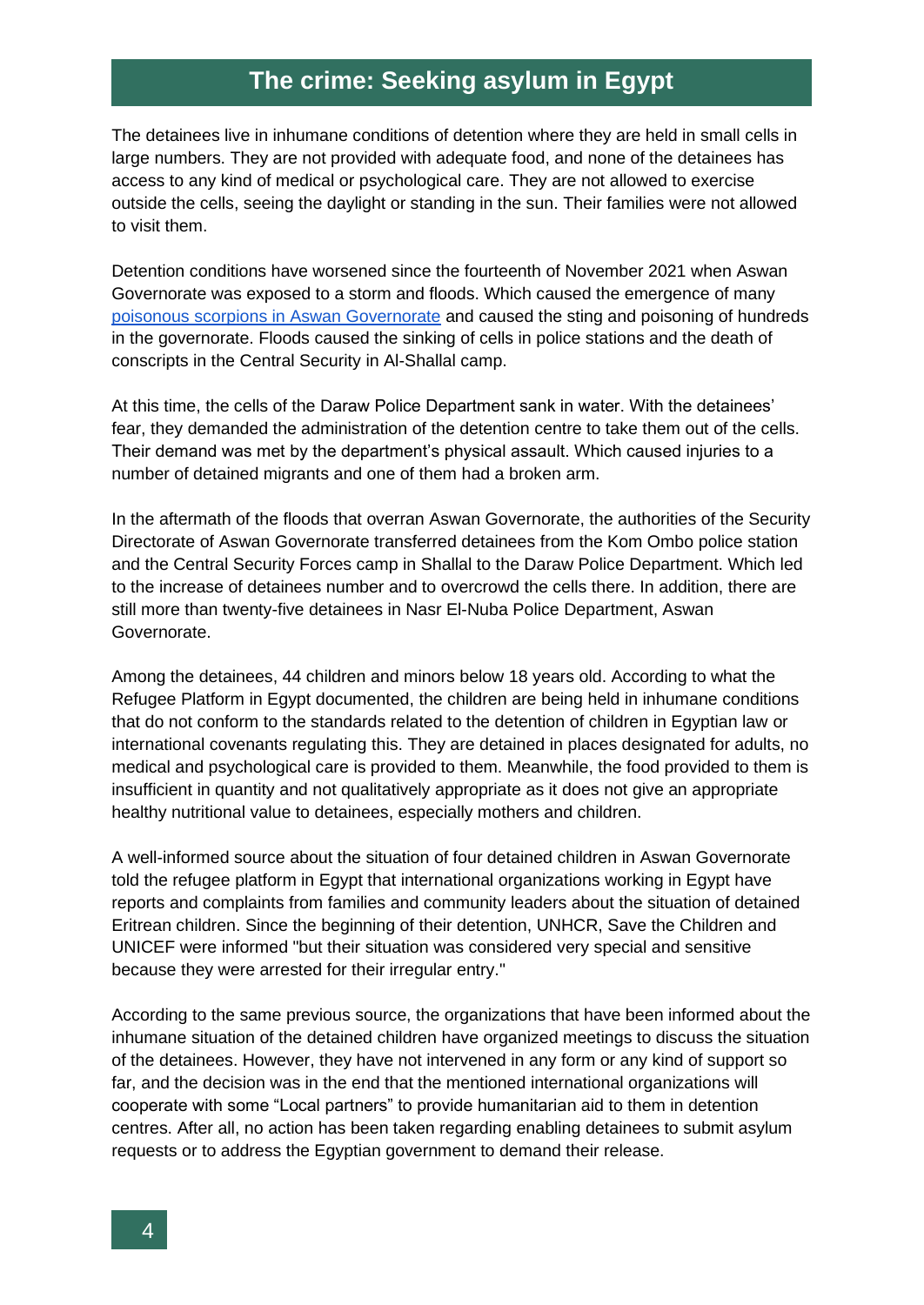## The crime: Seeking asylum in Egypt

The detainees live in inhumane conditions of detention where they are held in small cells in large numbers. They are not provided with adequate food, and none of the detainees has access to any kind of medical or psychological care. They are not allowed to exercise outside the cells, seeing the daylight or standing in the sun. Their families were not allowed to visit them.

Detention conditions have worsened since the fourteenth of November 2021 when Aswan Governorate was exposed to a storm and floods. Which caused the emergence of many poisonous scorpions in Aswan Governorate and caused the sting and poisoning of hundreds in the governorate. Floods caused the sinking of cells in police stations and the death of conscripts in the Central Security in Al-Shallal camp.

At this time, the cells of the Daraw Police Department sank in water. With the detainees' fear, they demanded the administration of the detention centre to take them out of the cells. Their demand was met by the department's physical assault. Which caused injuries to a number of detained migrants and one of them had a broken arm.

In the aftermath of the floods that overran Aswan Governorate, the authorities of the Security Directorate of Aswan Governorate transferred detainees from the Kom Ombo police station and the Central Security Forces camp in Shallal to the Daraw Police Department. Which led to the increase of detainees number and to overcrowd the cells there. In addition, there are still more than twenty-five detainees in Nasr El-Nuba Police Department, Aswan Governorate.

Among the detainees, 44 children and minors below 18 years old. According to what the Refugee Platform in Egypt documented, the children are being held in inhumane conditions that do not conform to the standards related to the detention of children in Egyptian law or international covenants regulating this. They are detained in places designated for adults, no medical and psychological care is provided to them. Meanwhile, the food provided to them is insufficient in quantity and not qualitatively appropriate as it does not give an appropriate healthy nutritional value to detainees, especially mothers and children.

A well-informed source about the situation of four detained children in Aswan Governorate told the refugee platform in Egypt that international organizations working in Egypt have reports and complaints from families and community leaders about the situation of detained Eritrean children. Since the beginning of their detention, UNHCR, Save the Children and UNICEF were informed "but their situation was considered very special and sensitive because they were arrested for their irregular entry."

According to the same previous source, the organizations that have been informed about the inhumane situation of the detained children have organized meetings to discuss the situation of the detainees. However, they have not intervened in any form or any kind of support so far, and the decision was in the end that the mentioned international organizations will cooperate with some "Local partners" to provide humanitarian aid to them in detention centres. After all, no action has been taken regarding enabling detainees to submit asylum requests or to address the Egyptian government to demand their release.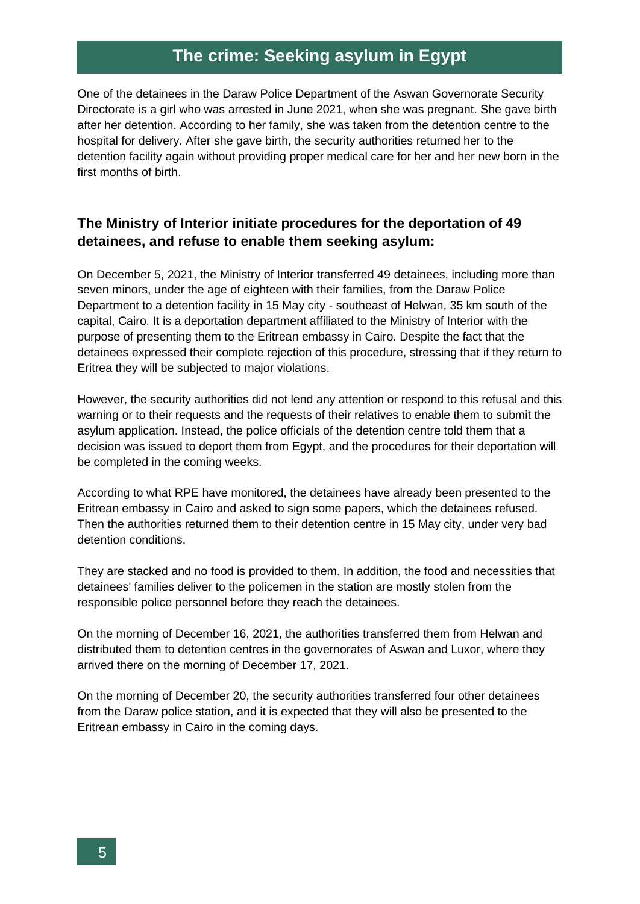## The crime: Seeking asylum in Egypt

One of the detainees in the Daraw Police Department of the Aswan Governorate Security Directorate is a girl who was arrested in June 2021, when she was pregnant. She gave birth after her detention. According to her family, she was taken from the detention centre to the hospital for delivery. After she gave birth, the security authorities returned her to the detention facility again without providing proper medical care for her and her new born in the first months of birth.

### The Ministry of Interior initiate procedures for the deportation of 49 detainees, and refuse to enable them seeking asylum:

On December 5, 2021, the Ministry of Interior transferred 49 detainees, including more than seven minors, under the age of eighteen with their families, from the Daraw Police Department to a detention facility in 15 May city - southeast of Helwan, 35 km south of the capital, Cairo. It is a deportation department affiliated to the Ministry of Interior with the purpose of presenting them to the Eritrean embassy in Cairo. Despite the fact that the detainees expressed their complete rejection of this procedure, stressing that if they return to Eritrea they will be subjected to major violations.

However, the security authorities did not lend any attention or respond to this refusal and this warning or to their requests and the requests of their relatives to enable them to submit the asylum application. Instead, the police officials of the detention centre told them that a decision was issued to deport them from Egypt, and the procedures for their deportation will be completed in the coming weeks.

According to what RPE have monitored, the detainees have already been presented to the Eritrean embassy in Cairo and asked to sign some papers, which the detainees refused. Then the authorities returned them to their detention centre in 15 May city, under very bad detention conditions.

They are stacked and no food is provided to them. In addition, the food and necessities that detainees' families deliver to the policemen in the station are mostly stolen from the responsible police personnel before they reach the detainees.

On the morning of December 16, 2021, the authorities transferred them from Helwan and distributed them to detention centres in the governorates of Aswan and Luxor, where they arrived there on the morning of December 17, 2021.

On the morning of December 20, the security authorities transferred four other detainees from the Daraw police station, and it is expected that they will also be presented to the Eritrean embassy in Cairo in the coming days.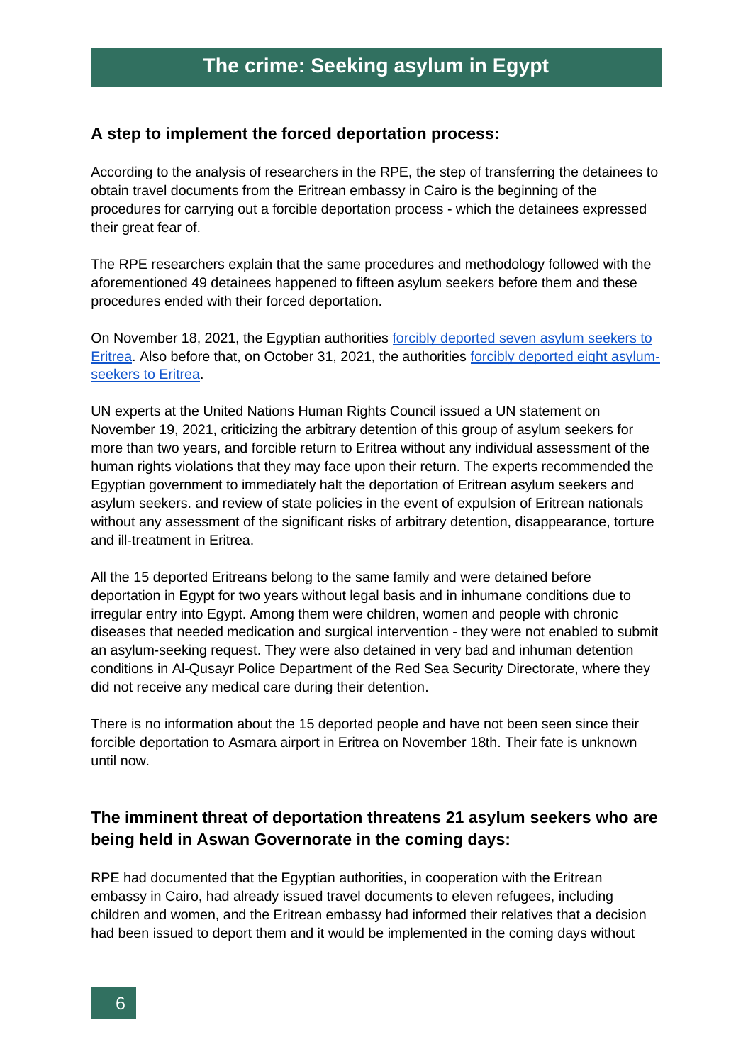# The crime: Seeking asylum in Egypt

### A step to implement the forced deportation process:

According to the analysis of researchers in the RPE, the step of transferring the detainees to obtain travel documents from the Eritrean embassy in Cairo is the beginning of the procedures for carrying out a forcible deportation process - which the detainees expressed their great fear of.

The RPE researchers explain that the same procedures and methodology followed with the aforementioned 49 detainees happened to fifteen asylum seekers before them and these procedures ended with their forced deportation.

On November 18, 2021, the Egyptian authorities forcibly deported seven asylum seekers to Eritrea. Also before that, on October 31, 2021, the authorities forcibly deported eight asylum-seekers to Eritrea.

UN experts at the United Nations Human Rights Council issued a UN statement on November 19, 2021, criticizing the arbitrary detention of this group of asylum seekers for more than two years, and forcible return to Eritrea without any individual assessment of the human rights violations that they may face upon their return. The experts recommended the Egyptian government to immediately halt the deportation of Eritrean asylum seekers and asylum seekers. and review of state policies in the event of expulsion of Eritrean nationals without any assessment of the significant risks of arbitrary detention, disappearance, torture and ill-treatment in Eritrea.

All the 15 deported Eritreans belong to the same family and were detained before deportation in Egypt for two years without legal basis and in inhumane conditions due to irregular entry into Egypt. Among them were children, women and people with chronic diseases that needed medication and surgical intervention - they were not enabled to submit an asylum-seeking request. They were also detained in very bad and inhuman detention conditions in Al-Qusayr Police Department of the Red Sea Security Directorate, where they did not receive any medical care during their detention.

There is no information about the 15 deported people and have not been seen since their forcible deportation to Asmara airport in Eritrea on November 18th. Their fate is unknown until now.

### The imminent threat of deportation threatens 21 asylum seekers who are being held in Aswan Governorate in the coming days:

RPE had documented that the Egyptian authorities, in cooperation with the Eritrean embassy in Cairo, had already issued travel documents to eleven refugees, including children and women, and the Eritrean embassy had informed their relatives that a decision had been issued to deport them and it would be implemented in the coming days without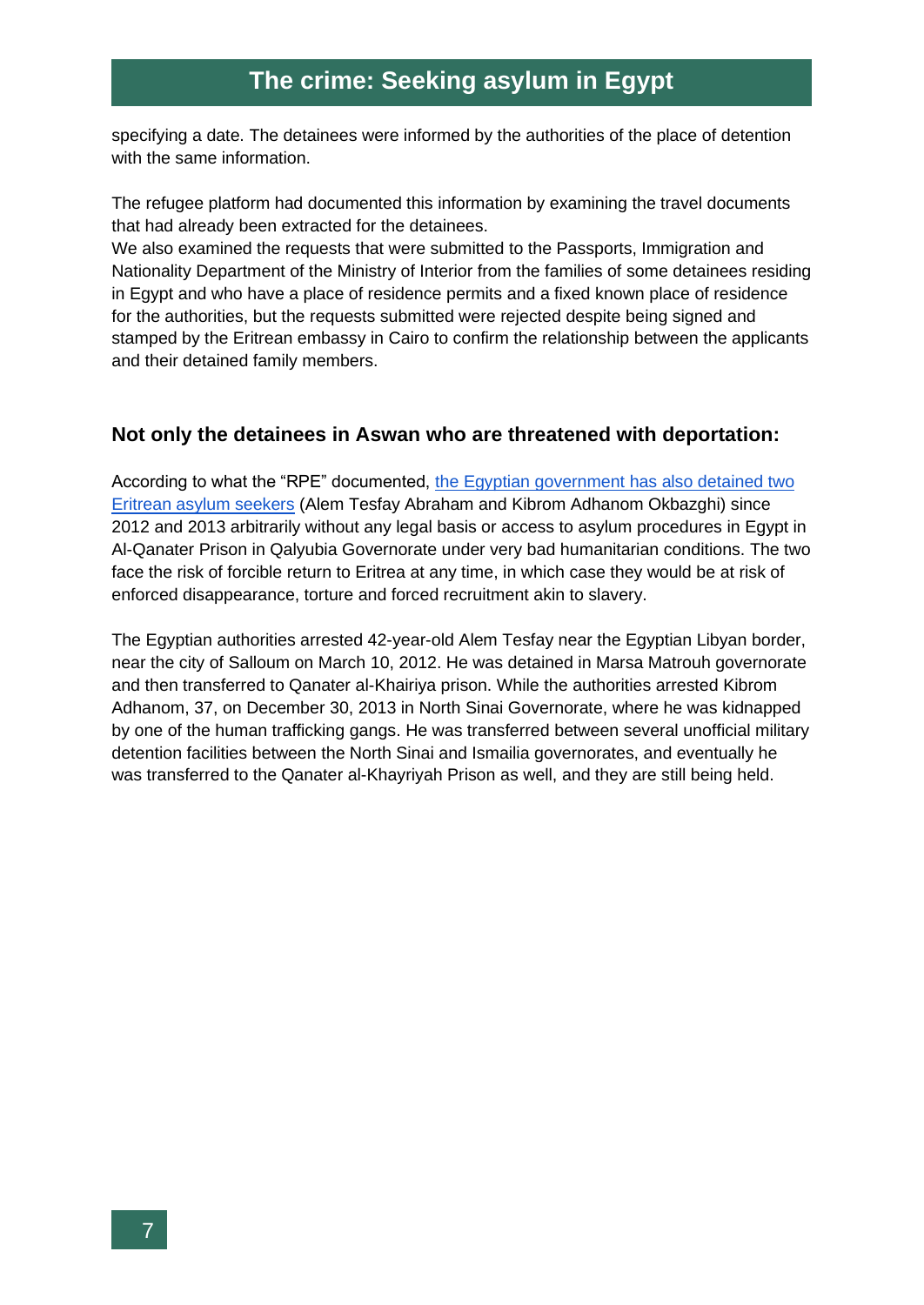specifying a date. The detainees were informed by the authorities of the place of detention with the same information.

The refugee platform had documented this information by examining the travel documents that had already been extracted for the detainees.
We also examined the requests that were submitted to the Passports, Immigration and Nationality Department of the Ministry of Interior from the families of some detainees residing in Egypt and who have a place of residence permits and a fixed known place of residence for the authorities, but the requests submitted were rejected despite being signed and stamped by the Eritrean embassy in Cairo to confirm the relationship between the applicants and their detained family members.

### Not only the detainees in Aswan who are threatened with deportation:

According to what the "RPE" documented, the Egyptian government has also detained two Eritrean asylum seekers (Alem Tesfay Abraham and Kibrom Adhanom Okbazghi) since 2012 and 2013 arbitrarily without any legal basis or access to asylum procedures in Egypt in Al-Qanater Prison in Qalyubia Governorate under very bad humanitarian conditions. The two face the risk of forcible return to Eritrea at any time, in which case they would be at risk of enforced disappearance, torture and forced recruitment akin to slavery.

The Egyptian authorities arrested 42-year-old Alem Tesfay near the Egyptian Libyan border, near the city of Salloum on March 10, 2012. He was detained in Marsa Matrouh governorate and then transferred to Qanater al-Khairiya prison. While the authorities arrested Kibrom Adhanom, 37, on December 30, 2013 in North Sinai Governorate, where he was kidnapped by one of the human trafficking gangs. He was transferred between several unofficial military detention facilities between the North Sinai and Ismailia governorates, and eventually he was transferred to the Qanater al-Khayriyah Prison as well, and they are still being held.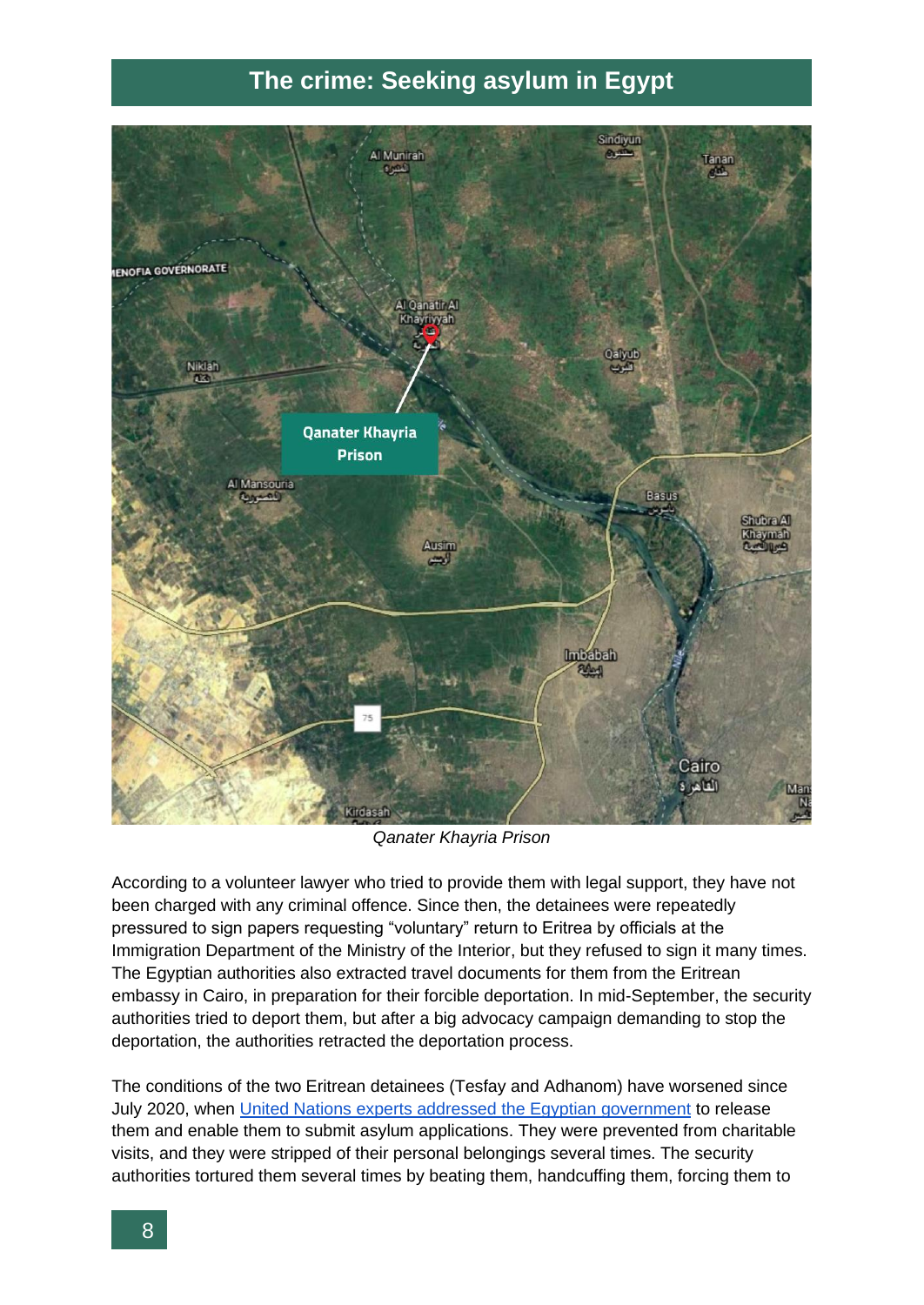## The crime: Seeking asylum in Egypt

*Qanater Khayria Prison*

According to a volunteer lawyer who tried to provide them with legal support, they have not been charged with any criminal offence. Since then, the detainees were repeatedly pressured to sign papers requesting "voluntary" return to Eritrea by officials at the Immigration Department of the Ministry of the Interior, but they refused to sign it many times. The Egyptian authorities also extracted travel documents for them from the Eritrean embassy in Cairo, in preparation for their forcible deportation. In mid-September, the security authorities tried to deport them, but after a big advocacy campaign demanding to stop the deportation, the authorities retracted the deportation process.

The conditions of the two Eritrean detainees (Tesfay and Adhanom) have worsened since July 2020, when United Nations experts addressed the Egyptian government to release them and enable them to submit asylum applications. They were prevented from charitable visits, and they were stripped of their personal belongings several times. The security authorities tortured them several times by beating them, handcuffing them, forcing them to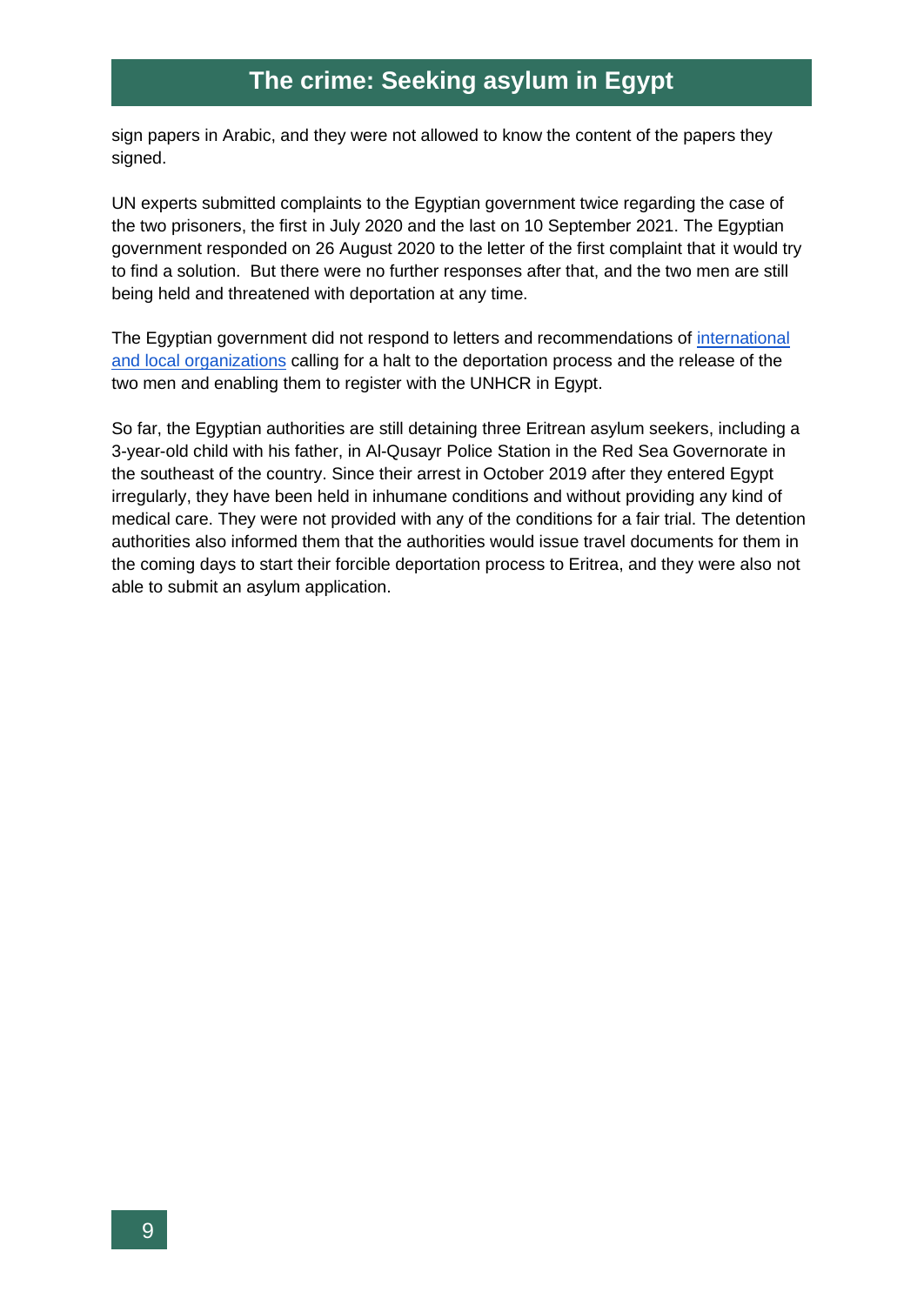sign papers in Arabic, and they were not allowed to know the content of the papers they signed.

UN experts submitted complaints to the Egyptian government twice regarding the case of the two prisoners, the first in July 2020 and the last on 10 September 2021. The Egyptian government responded on 26 August 2020 to the letter of the first complaint that it would try to find a solution. But there were no further responses after that, and the two men are still being held and threatened with deportation at any time.

The Egyptian government did not respond to letters and recommendations of international and local organizations calling for a halt to the deportation process and the release of the two men and enabling them to register with the UNHCR in Egypt.

So far, the Egyptian authorities are still detaining three Eritrean asylum seekers, including a 3-year-old child with his father, in Al-Qusayr Police Station in the Red Sea Governorate in the southeast of the country. Since their arrest in October 2019 after they entered Egypt irregularly, they have been held in inhumane conditions and without providing any kind of medical care. They were not provided with any of the conditions for a fair trial. The detention authorities also informed them that the authorities would issue travel documents for them in the coming days to start their forcible deportation process to Eritrea, and they were also not able to submit an asylum application.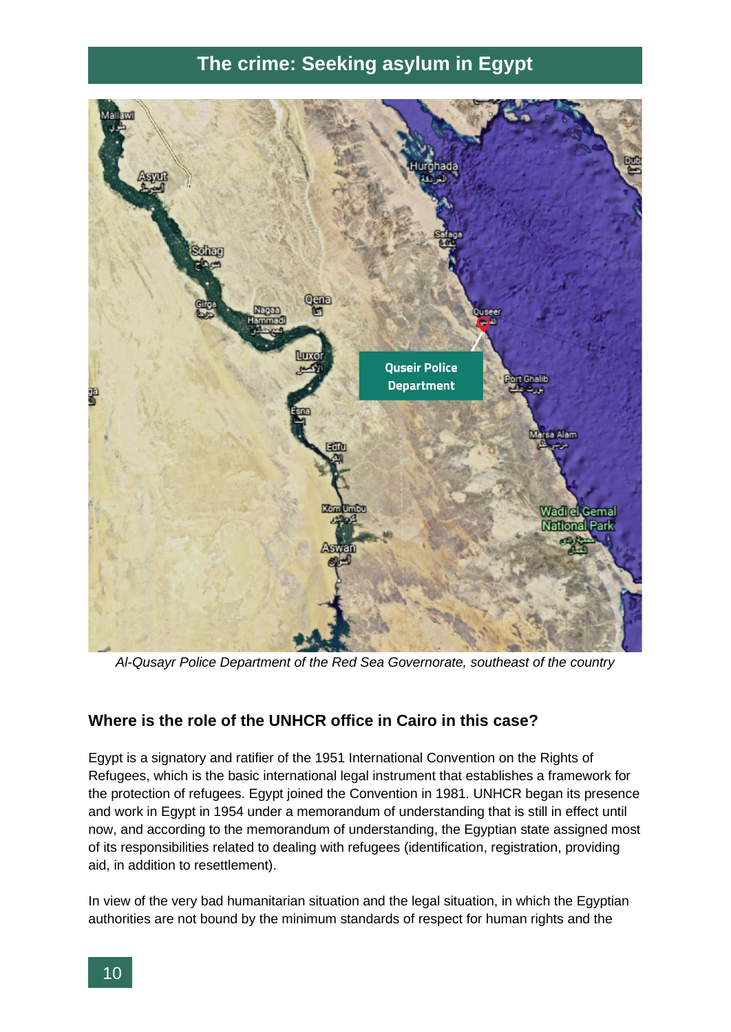## The crime: Seeking asylum in Egypt

*Al-Qusayr Police Department of the Red Sea Governorate, southeast of the country*

### Where is the role of the UNHCR office in Cairo in this case?

Egypt is a signatory and ratifier of the 1951 International Convention on the Rights of Refugees, which is the basic international legal instrument that establishes a framework for the protection of refugees. Egypt joined the Convention in 1981. UNHCR began its presence and work in Egypt in 1954 under a memorandum of understanding that is still in effect until now, and according to the memorandum of understanding, the Egyptian state assigned most of its responsibilities related to dealing with refugees (identification, registration, providing aid, in addition to resettlement).

In view of the very bad humanitarian situation and the legal situation, in which the Egyptian authorities are not bound by the minimum standards of respect for human rights and the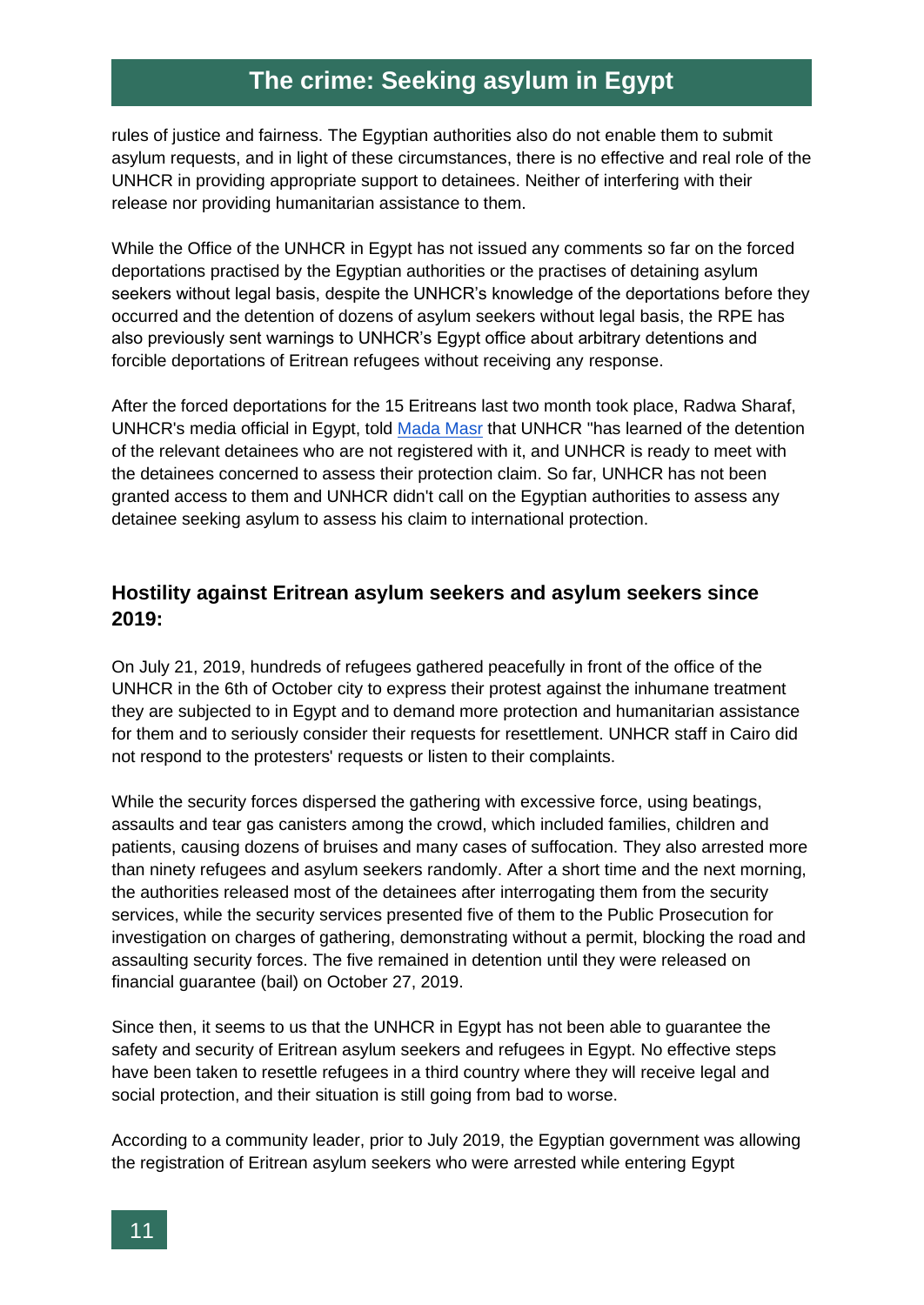rules of justice and fairness. The Egyptian authorities also do not enable them to submit asylum requests, and in light of these circumstances, there is no effective and real role of the UNHCR in providing appropriate support to detainees. Neither of interfering with their release nor providing humanitarian assistance to them.

While the Office of the UNHCR in Egypt has not issued any comments so far on the forced deportations practised by the Egyptian authorities or the practises of detaining asylum seekers without legal basis, despite the UNHCR's knowledge of the deportations before they occurred and the detention of dozens of asylum seekers without legal basis, the RPE has also previously sent warnings to UNHCR's Egypt office about arbitrary detentions and forcible deportations of Eritrean refugees without receiving any response.

After the forced deportations for the 15 Eritreans last two month took place, Radwa Sharaf, UNHCR's media official in Egypt, told [Mada Masr] that UNHCR "has learned of the detention of the relevant detainees who are not registered with it, and UNHCR is ready to meet with the detainees concerned to assess their protection claim. So far, UNHCR has not been granted access to them and UNHCR didn't call on the Egyptian authorities to assess any detainee seeking asylum to assess his claim to international protection.

### Hostility against Eritrean asylum seekers and asylum seekers since 2019:

On July 21, 2019, hundreds of refugees gathered peacefully in front of the office of the UNHCR in the 6th of October city to express their protest against the inhumane treatment they are subjected to in Egypt and to demand more protection and humanitarian assistance for them and to seriously consider their requests for resettlement. UNHCR staff in Cairo did not respond to the protesters' requests or listen to their complaints.

While the security forces dispersed the gathering with excessive force, using beatings, assaults and tear gas canisters among the crowd, which included families, children and patients, causing dozens of bruises and many cases of suffocation. They also arrested more than ninety refugees and asylum seekers randomly. After a short time and the next morning, the authorities released most of the detainees after interrogating them from the security services, while the security services presented five of them to the Public Prosecution for investigation on charges of gathering, demonstrating without a permit, blocking the road and assaulting security forces. The five remained in detention until they were released on financial guarantee (bail) on October 27, 2019.

Since then, it seems to us that the UNHCR in Egypt has not been able to guarantee the safety and security of Eritrean asylum seekers and refugees in Egypt. No effective steps have been taken to resettle refugees in a third country where they will receive legal and social protection, and their situation is still going from bad to worse.

According to a community leader, prior to July 2019, the Egyptian government was allowing the registration of Eritrean asylum seekers who were arrested while entering Egypt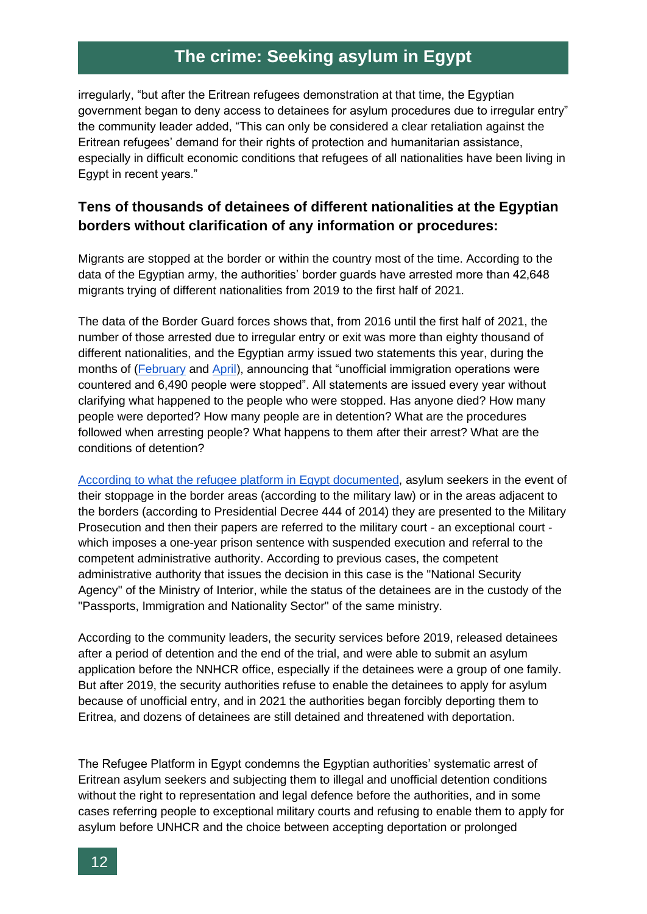irregularly, "but after the Eritrean refugees demonstration at that time, the Egyptian government began to deny access to detainees for asylum procedures due to irregular entry" the community leader added, "This can only be considered a clear retaliation against the Eritrean refugees' demand for their rights of protection and humanitarian assistance, especially in difficult economic conditions that refugees of all nationalities have been living in Egypt in recent years."

## Tens of thousands of detainees of different nationalities at the Egyptian borders without clarification of any information or procedures:

Migrants are stopped at the border or within the country most of the time. According to the data of the Egyptian army, the authorities' border guards have arrested more than 42,648 migrants trying of different nationalities from 2019 to the first half of 2021.

The data of the Border Guard forces shows that, from 2016 until the first half of 2021, the number of those arrested due to irregular entry or exit was more than eighty thousand of different nationalities, and the Egyptian army issued two statements this year, during the months of (February and April), announcing that "unofficial immigration operations were countered and 6,490 people were stopped". All statements are issued every year without clarifying what happened to the people who were stopped. Has anyone died? How many people were deported? How many people are in detention? What are the procedures followed when arresting people? What happens to them after their arrest? What are the conditions of detention?

According to what the refugee platform in Egypt documented, asylum seekers in the event of their stoppage in the border areas (according to the military law) or in the areas adjacent to the borders (according to Presidential Decree 444 of 2014) they are presented to the Military Prosecution and then their papers are referred to the military court - an exceptional court - which imposes a one-year prison sentence with suspended execution and referral to the competent administrative authority. According to previous cases, the competent administrative authority that issues the decision in this case is the "National Security Agency" of the Ministry of Interior, while the status of the detainees are in the custody of the "Passports, Immigration and Nationality Sector" of the same ministry.

According to the community leaders, the security services before 2019, released detainees after a period of detention and the end of the trial, and were able to submit an asylum application before the NNHCR office, especially if the detainees were a group of one family. But after 2019, the security authorities refuse to enable the detainees to apply for asylum because of unofficial entry, and in 2021 the authorities began forcibly deporting them to Eritrea, and dozens of detainees are still detained and threatened with deportation.

The Refugee Platform in Egypt condemns the Egyptian authorities' systematic arrest of Eritrean asylum seekers and subjecting them to illegal and unofficial detention conditions without the right to representation and legal defence before the authorities, and in some cases referring people to exceptional military courts and refusing to enable them to apply for asylum before UNHCR and the choice between accepting deportation or prolonged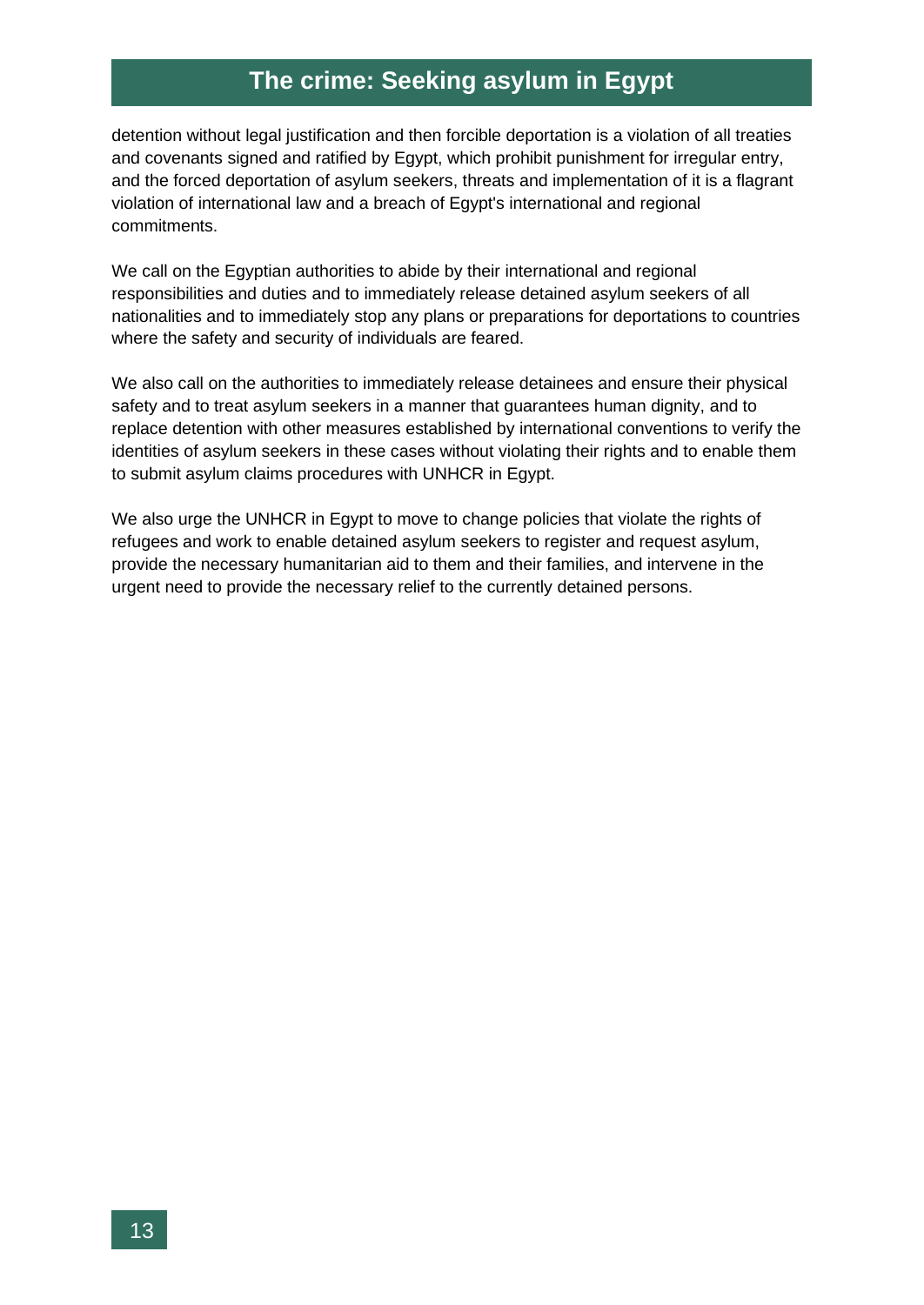detention without legal justification and then forcible deportation is a violation of all treaties and covenants signed and ratified by Egypt, which prohibit punishment for irregular entry, and the forced deportation of asylum seekers, threats and implementation of it is a flagrant violation of international law and a breach of Egypt's international and regional commitments.

We call on the Egyptian authorities to abide by their international and regional responsibilities and duties and to immediately release detained asylum seekers of all nationalities and to immediately stop any plans or preparations for deportations to countries where the safety and security of individuals are feared.

We also call on the authorities to immediately release detainees and ensure their physical safety and to treat asylum seekers in a manner that guarantees human dignity, and to replace detention with other measures established by international conventions to verify the identities of asylum seekers in these cases without violating their rights and to enable them to submit asylum claims procedures with UNHCR in Egypt.

We also urge the UNHCR in Egypt to move to change policies that violate the rights of refugees and work to enable detained asylum seekers to register and request asylum, provide the necessary humanitarian aid to them and their families, and intervene in the urgent need to provide the necessary relief to the currently detained persons.